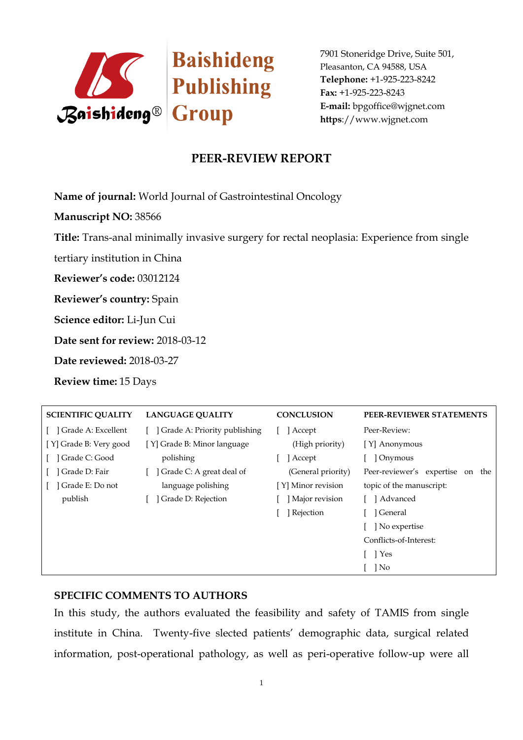Baishideng Publishing Group

7901 Stoneridge Drive, Suite 501,
Pleasanton, CA 94588, USA
**Telephone:** +1-925-223-8242
**Fax:** +1-925-223-8243
**E-mail:** bpgoffice@wjgnet.com
**https**://www.wjgnet.com

# PEER-REVIEW REPORT

**Name of journal:** World Journal of Gastrointestinal Oncology

**Manuscript NO:** 38566

**Title:** Trans-anal minimally invasive surgery for rectal neoplasia: Experience from single tertiary institution in China

**Reviewer's code:** 03012124

**Reviewer's country:** Spain

**Science editor:** Li-Jun Cui

**Date sent for review:** 2018-03-12

**Date reviewed:** 2018-03-27

**Review time:** 15 Days

| SCIENTIFIC QUALITY | LANGUAGE QUALITY | CONCLUSION | PEER-REVIEWER STATEMENTS |
|---|---|---|---|
| [ ] Grade A: Excellent | [ ] Grade A: Priority publishing | [ ] Accept (High priority) | Peer-Review: |
| [Y] Grade B: Very good | [Y] Grade B: Minor language polishing | [ ] Accept (General priority) | [Y] Anonymous |
| [ ] Grade C: Good | [ ] Grade C: A great deal of language polishing | [Y] Minor revision | [ ] Onymous |
| [ ] Grade D: Fair | [ ] Grade D: Rejection | [ ] Major revision | Peer-reviewer's expertise on the topic of the manuscript: |
| [ ] Grade E: Do not publish | | [ ] Rejection | [ ] Advanced |
| | | | [ ] General |
| | | | [ ] No expertise |
| | | | Conflicts-of-Interest: |
| | | | [ ] Yes |
| | | | [ ] No |

## SPECIFIC COMMENTS TO AUTHORS

In this study, the authors evaluated the feasibility and safety of TAMIS from single institute in China. Twenty-five slected patients' demographic data, surgical related information, post-operational pathology, as well as peri-operative follow-up were all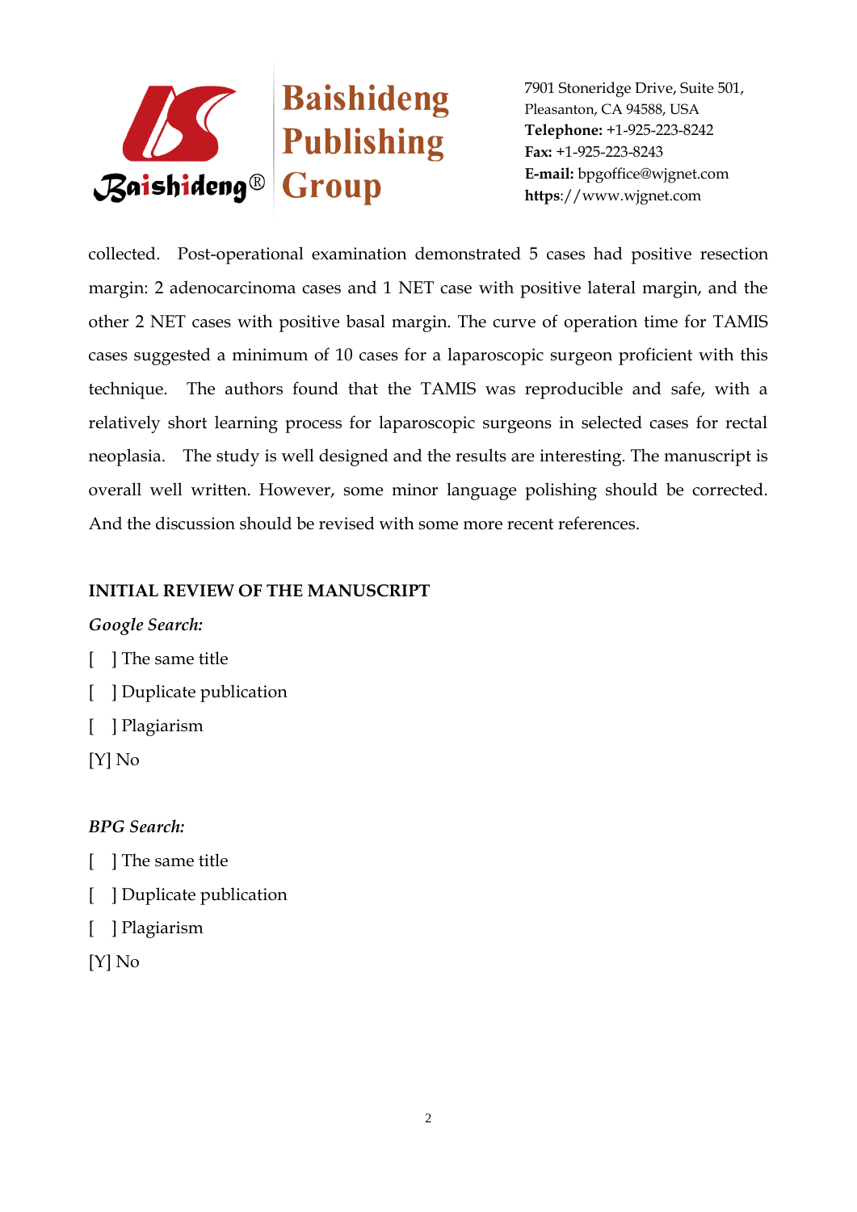collected. Post-operational examination demonstrated 5 cases had positive resection margin: 2 adenocarcinoma cases and 1 NET case with positive lateral margin, and the other 2 NET cases with positive basal margin. The curve of operation time for TAMIS cases suggested a minimum of 10 cases for a laparoscopic surgeon proficient with this technique. The authors found that the TAMIS was reproducible and safe, with a relatively short learning process for laparoscopic surgeons in selected cases for rectal neoplasia. The study is well designed and the results are interesting. The manuscript is overall well written. However, some minor language polishing should be corrected. And the discussion should be revised with some more recent references.

**INITIAL REVIEW OF THE MANUSCRIPT**

***Google Search:***

[ ] The same title

[ ] Duplicate publication

[ ] Plagiarism

[Y] No

***BPG Search:***

[ ] The same title

[ ] Duplicate publication

[ ] Plagiarism

[Y] No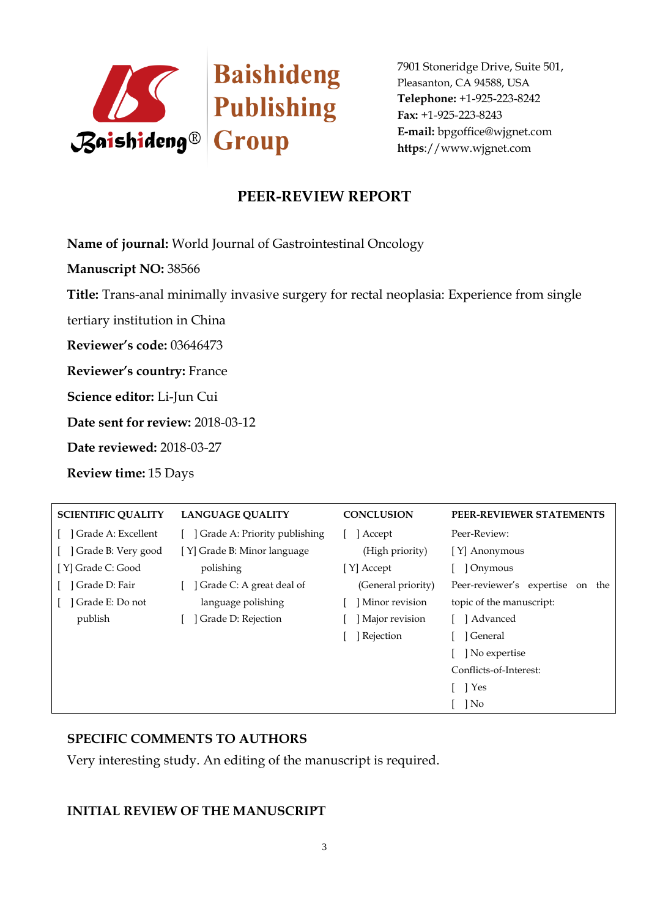Baishideng Publishing Group

7901 Stoneridge Drive, Suite 501,
Pleasanton, CA 94588, USA
**Telephone:** +1-925-223-8242
**Fax:** +1-925-223-8243
**E-mail:** bpgoffice@wjgnet.com
**https**://www.wjgnet.com

# PEER-REVIEW REPORT

**Name of journal:** World Journal of Gastrointestinal Oncology

**Manuscript NO:** 38566

**Title:** Trans-anal minimally invasive surgery for rectal neoplasia: Experience from single tertiary institution in China

**Reviewer's code:** 03646473

**Reviewer's country:** France

**Science editor:** Li-Jun Cui

**Date sent for review:** 2018-03-12

**Date reviewed:** 2018-03-27

**Review time:** 15 Days

| SCIENTIFIC QUALITY | LANGUAGE QUALITY | CONCLUSION | PEER-REVIEWER STATEMENTS |
|---|---|---|---|
| [ ] Grade A: Excellent<br>[ ] Grade B: Very good<br>[ Y] Grade C: Good<br>[ ] Grade D: Fair<br>[ ] Grade E: Do not publish | [ ] Grade A: Priority publishing<br>[ Y] Grade B: Minor language polishing<br>[ ] Grade C: A great deal of language polishing<br>[ ] Grade D: Rejection | [ ] Accept (High priority)<br>[ Y] Accept (General priority)<br>[ ] Minor revision<br>[ ] Major revision<br>[ ] Rejection | Peer-Review:<br>[ Y] Anonymous<br>[ ] Onymous<br>Peer-reviewer's expertise on the topic of the manuscript:<br>[ ] Advanced<br>[ ] General<br>[ ] No expertise<br>Conflicts-of-Interest:<br>[ ] Yes<br>[ ] No |

## SPECIFIC COMMENTS TO AUTHORS

Very interesting study. An editing of the manuscript is required.

## INITIAL REVIEW OF THE MANUSCRIPT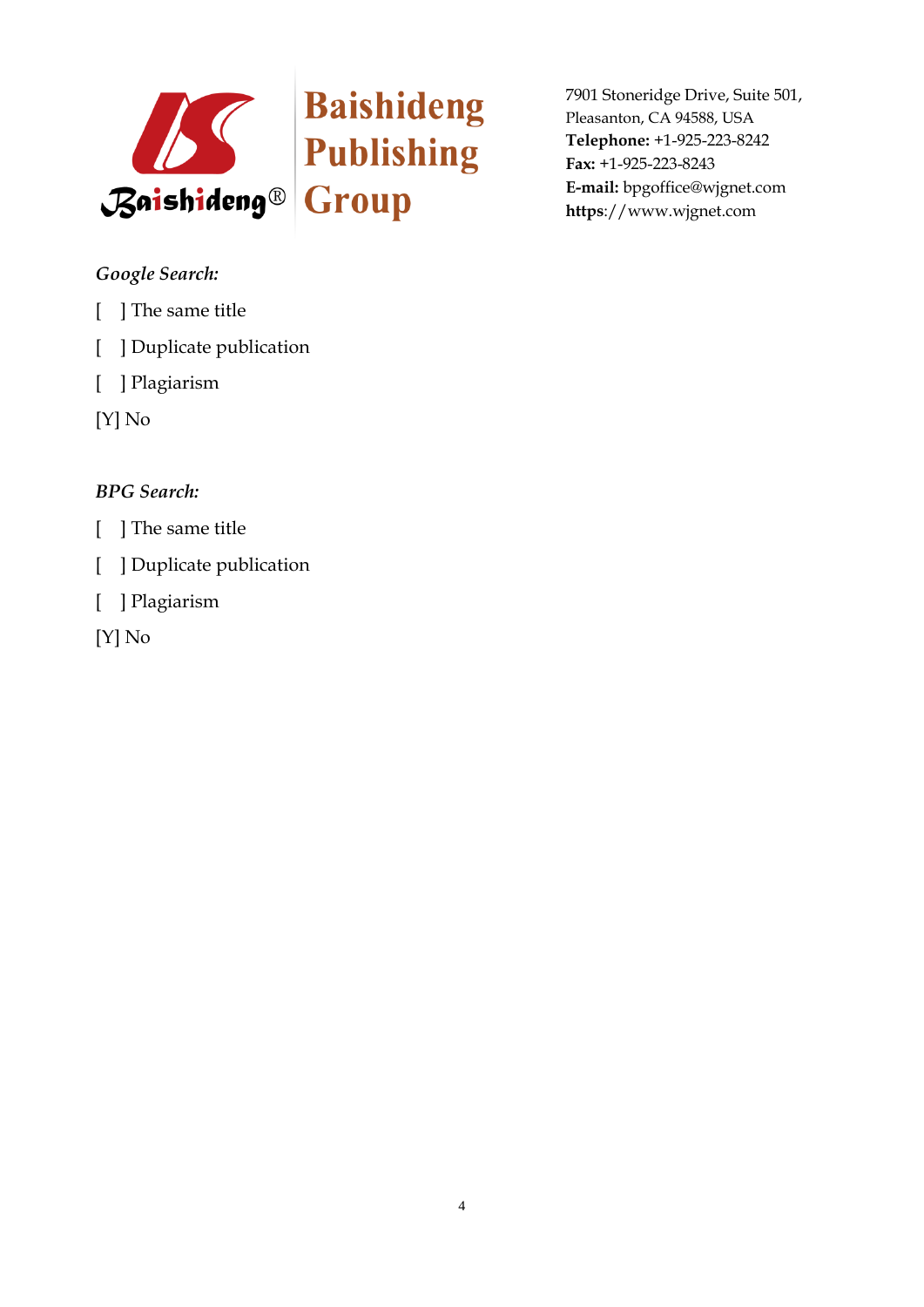*Google Search:*

[ ] The same title

[ ] Duplicate publication

[ ] Plagiarism

[Y] No

*BPG Search:*

[ ] The same title

[ ] Duplicate publication

[ ] Plagiarism

[Y] No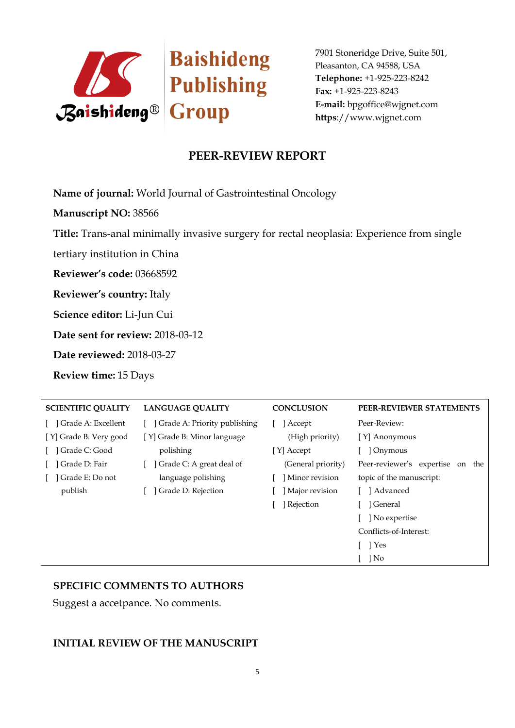Baishideng Publishing Group

7901 Stoneridge Drive, Suite 501,
Pleasanton, CA 94588, USA
**Telephone:** +1-925-223-8242
**Fax:** +1-925-223-8243
**E-mail:** bpgoffice@wjgnet.com
**https**://www.wjgnet.com

# PEER-REVIEW REPORT

**Name of journal:** World Journal of Gastrointestinal Oncology

**Manuscript NO:** 38566

**Title:** Trans-anal minimally invasive surgery for rectal neoplasia: Experience from single tertiary institution in China

**Reviewer's code:** 03668592

**Reviewer's country:** Italy

**Science editor:** Li-Jun Cui

**Date sent for review:** 2018-03-12

**Date reviewed:** 2018-03-27

**Review time:** 15 Days

| SCIENTIFIC QUALITY | LANGUAGE QUALITY | CONCLUSION | PEER-REVIEWER STATEMENTS |
|---|---|---|---|
| [ ] Grade A: Excellent | [ ] Grade A: Priority publishing | [ ] Accept (High priority) | Peer-Review: |
| [Y] Grade B: Very good | [Y] Grade B: Minor language polishing | [Y] Accept (General priority) | [Y] Anonymous |
| [ ] Grade C: Good | [ ] Grade C: A great deal of language polishing | [ ] Minor revision | [ ] Onymous |
| [ ] Grade D: Fair | [ ] Grade D: Rejection | [ ] Major revision | Peer-reviewer's expertise on the topic of the manuscript: |
| [ ] Grade E: Do not publish | | [ ] Rejection | [ ] Advanced |
| | | | [ ] General |
| | | | [ ] No expertise |
| | | | Conflicts-of-Interest: |
| | | | [ ] Yes |
| | | | [ ] No |

## SPECIFIC COMMENTS TO AUTHORS

Suggest a accetpance. No comments.

## INITIAL REVIEW OF THE MANUSCRIPT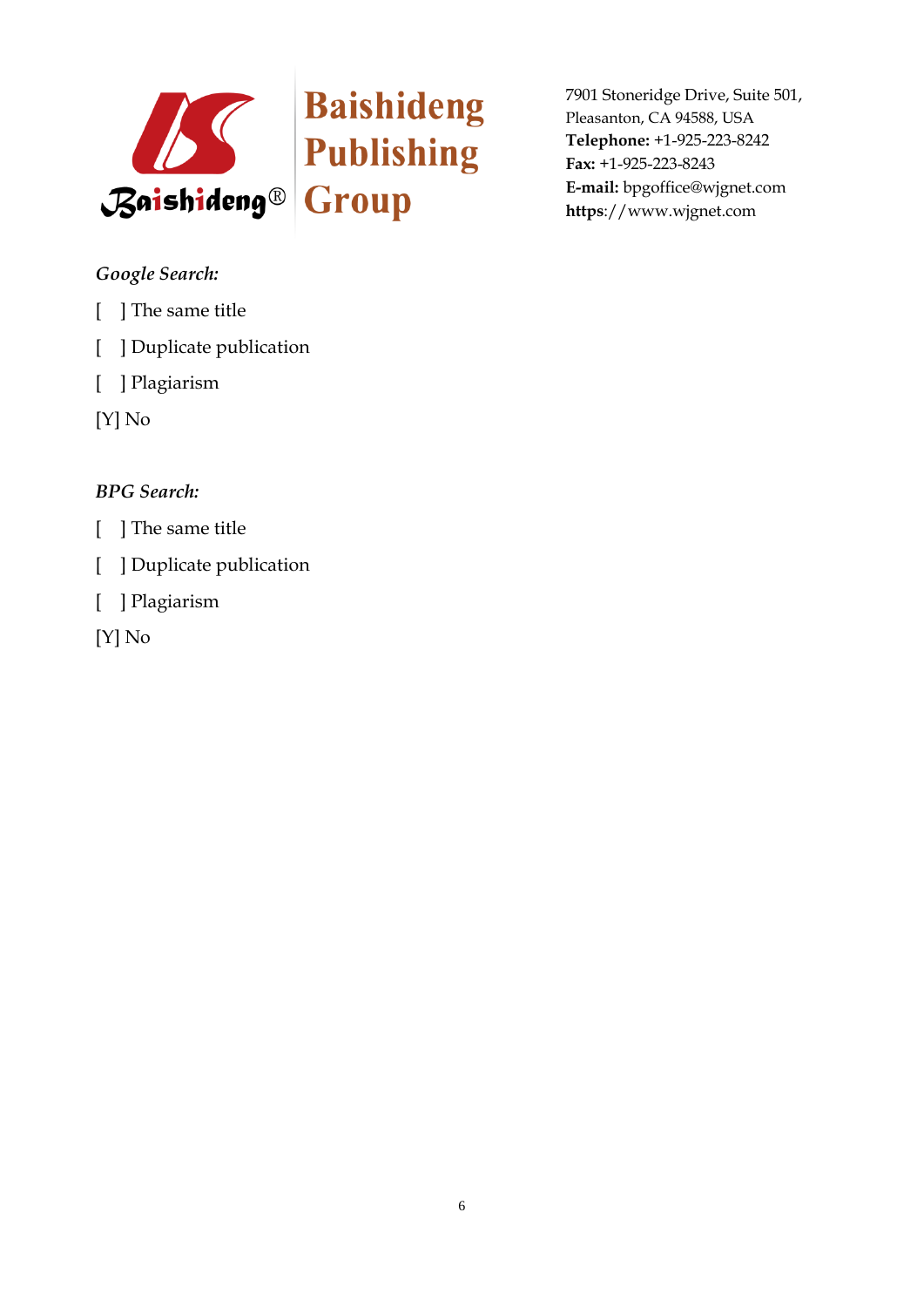Baishideng®

**Baishideng Publishing Group**

7901 Stoneridge Drive, Suite 501,
Pleasanton, CA 94588, USA
**Telephone:** +1-925-223-8242
**Fax:** +1-925-223-8243
**E-mail:** bpgoffice@wjgnet.com
**https**://www.wjgnet.com

***Google Search:***

[ ] The same title

[ ] Duplicate publication

[ ] Plagiarism

[Y] No

***BPG Search:***

[ ] The same title

[ ] Duplicate publication

[ ] Plagiarism

[Y] No